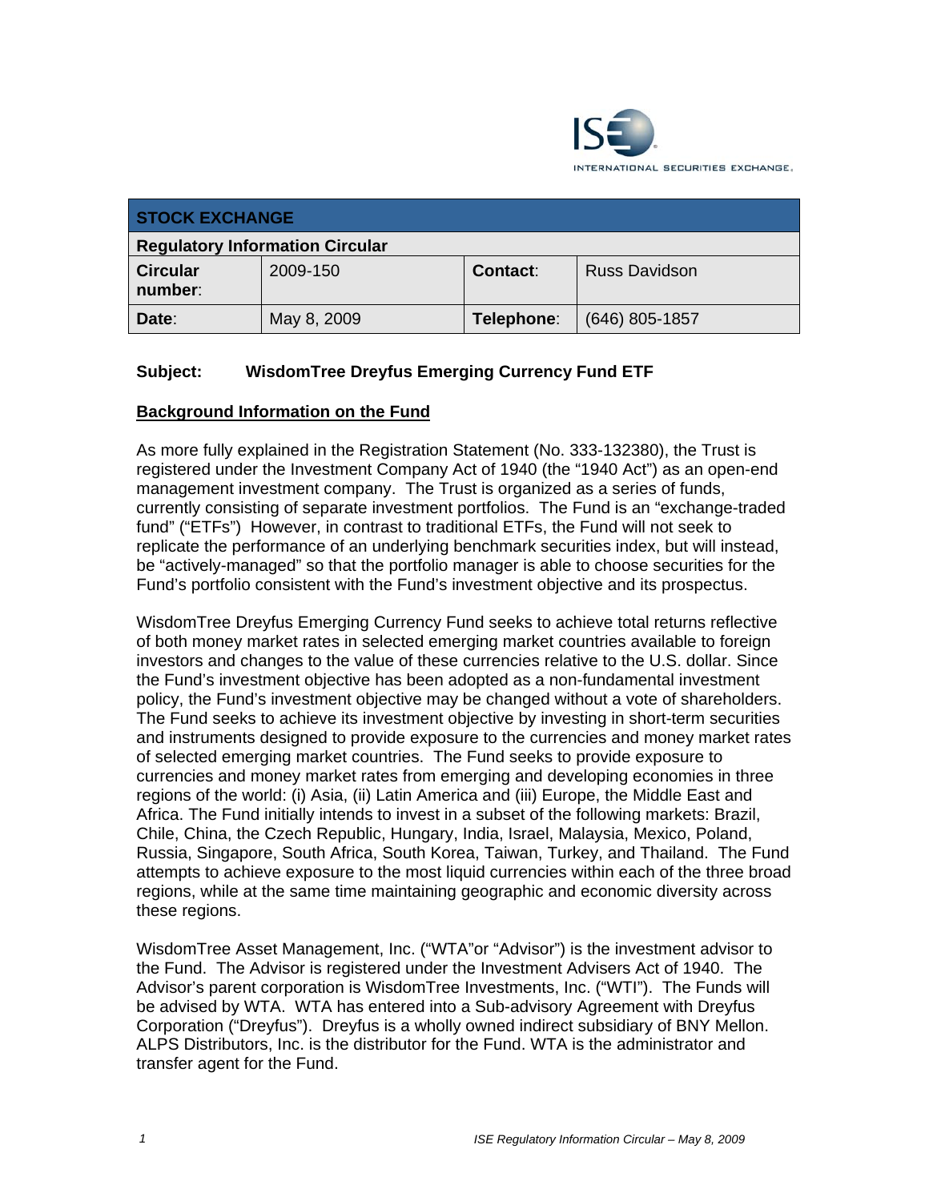ISE INTERNATIONAL SECURITIES EXCHANGE.

| STOCK EXCHANGE | | | |
|---|---|---|---|
| **Regulatory Information Circular** | | | |
| **Circular number**: | 2009-150 | **Contact**: | Russ Davidson |
| **Date**: | May 8, 2009 | **Telephone**: | (646) 805-1857 |

**Subject: WisdomTree Dreyfus Emerging Currency Fund ETF**

## Background Information on the Fund

As more fully explained in the Registration Statement (No. 333-132380), the Trust is registered under the Investment Company Act of 1940 (the "1940 Act") as an open-end management investment company. The Trust is organized as a series of funds, currently consisting of separate investment portfolios. The Fund is an "exchange-traded fund" ("ETFs") However, in contrast to traditional ETFs, the Fund will not seek to replicate the performance of an underlying benchmark securities index, but will instead, be "actively-managed" so that the portfolio manager is able to choose securities for the Fund's portfolio consistent with the Fund's investment objective and its prospectus.

WisdomTree Dreyfus Emerging Currency Fund seeks to achieve total returns reflective of both money market rates in selected emerging market countries available to foreign investors and changes to the value of these currencies relative to the U.S. dollar. Since the Fund's investment objective has been adopted as a non-fundamental investment policy, the Fund's investment objective may be changed without a vote of shareholders. The Fund seeks to achieve its investment objective by investing in short-term securities and instruments designed to provide exposure to the currencies and money market rates of selected emerging market countries. The Fund seeks to provide exposure to currencies and money market rates from emerging and developing economies in three regions of the world: (i) Asia, (ii) Latin America and (iii) Europe, the Middle East and Africa. The Fund initially intends to invest in a subset of the following markets: Brazil, Chile, China, the Czech Republic, Hungary, India, Israel, Malaysia, Mexico, Poland, Russia, Singapore, South Africa, South Korea, Taiwan, Turkey, and Thailand. The Fund attempts to achieve exposure to the most liquid currencies within each of the three broad regions, while at the same time maintaining geographic and economic diversity across these regions.

WisdomTree Asset Management, Inc. ("WTA"or "Advisor") is the investment advisor to the Fund. The Advisor is registered under the Investment Advisers Act of 1940. The Advisor's parent corporation is WisdomTree Investments, Inc. ("WTI"). The Funds will be advised by WTA. WTA has entered into a Sub-advisory Agreement with Dreyfus Corporation ("Dreyfus"). Dreyfus is a wholly owned indirect subsidiary of BNY Mellon. ALPS Distributors, Inc. is the distributor for the Fund. WTA is the administrator and transfer agent for the Fund.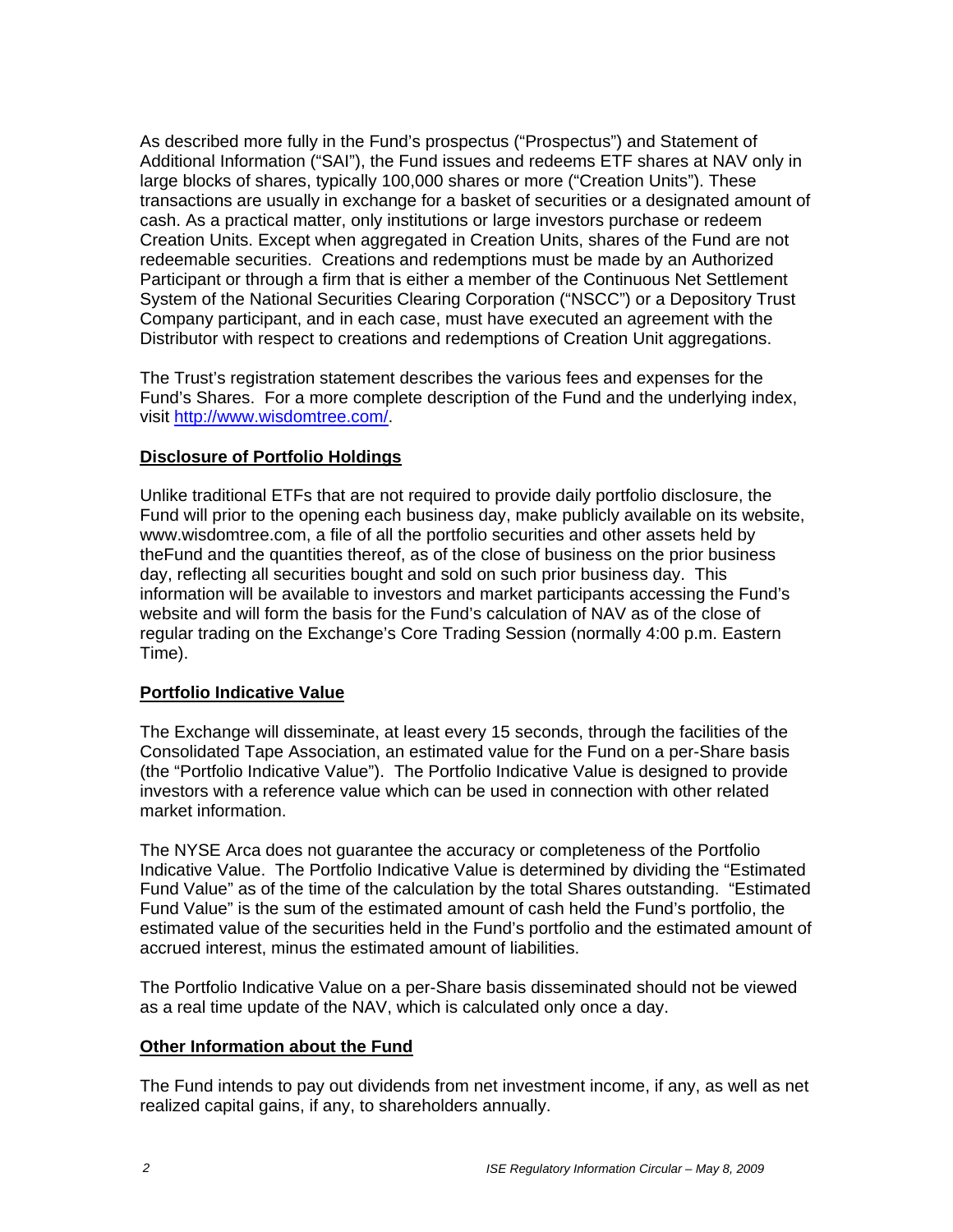As described more fully in the Fund's prospectus ("Prospectus") and Statement of Additional Information ("SAI"), the Fund issues and redeems ETF shares at NAV only in large blocks of shares, typically 100,000 shares or more ("Creation Units"). These transactions are usually in exchange for a basket of securities or a designated amount of cash. As a practical matter, only institutions or large investors purchase or redeem Creation Units. Except when aggregated in Creation Units, shares of the Fund are not redeemable securities. Creations and redemptions must be made by an Authorized Participant or through a firm that is either a member of the Continuous Net Settlement System of the National Securities Clearing Corporation ("NSCC") or a Depository Trust Company participant, and in each case, must have executed an agreement with the Distributor with respect to creations and redemptions of Creation Unit aggregations.

The Trust's registration statement describes the various fees and expenses for the Fund's Shares. For a more complete description of the Fund and the underlying index, visit http://www.wisdomtree.com/.

## Disclosure of Portfolio Holdings

Unlike traditional ETFs that are not required to provide daily portfolio disclosure, the Fund will prior to the opening each business day, make publicly available on its website, www.wisdomtree.com, a file of all the portfolio securities and other assets held by theFund and the quantities thereof, as of the close of business on the prior business day, reflecting all securities bought and sold on such prior business day. This information will be available to investors and market participants accessing the Fund's website and will form the basis for the Fund's calculation of NAV as of the close of regular trading on the Exchange's Core Trading Session (normally 4:00 p.m. Eastern Time).

## Portfolio Indicative Value

The Exchange will disseminate, at least every 15 seconds, through the facilities of the Consolidated Tape Association, an estimated value for the Fund on a per-Share basis (the "Portfolio Indicative Value"). The Portfolio Indicative Value is designed to provide investors with a reference value which can be used in connection with other related market information.

The NYSE Arca does not guarantee the accuracy or completeness of the Portfolio Indicative Value. The Portfolio Indicative Value is determined by dividing the "Estimated Fund Value" as of the time of the calculation by the total Shares outstanding. "Estimated Fund Value" is the sum of the estimated amount of cash held the Fund's portfolio, the estimated value of the securities held in the Fund's portfolio and the estimated amount of accrued interest, minus the estimated amount of liabilities.

The Portfolio Indicative Value on a per-Share basis disseminated should not be viewed as a real time update of the NAV, which is calculated only once a day.

## Other Information about the Fund

The Fund intends to pay out dividends from net investment income, if any, as well as net realized capital gains, if any, to shareholders annually.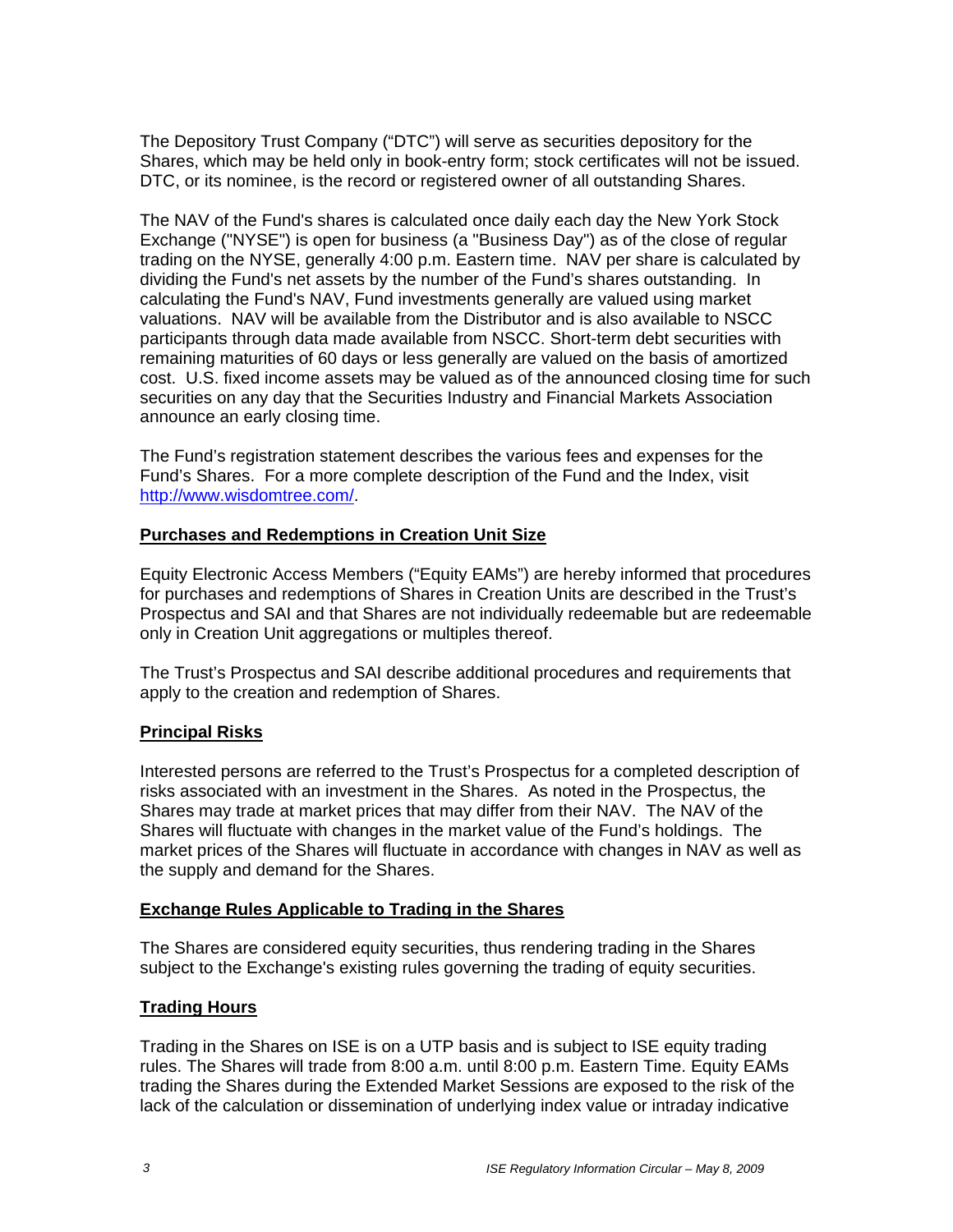The Depository Trust Company ("DTC") will serve as securities depository for the Shares, which may be held only in book-entry form; stock certificates will not be issued. DTC, or its nominee, is the record or registered owner of all outstanding Shares.

The NAV of the Fund's shares is calculated once daily each day the New York Stock Exchange ("NYSE") is open for business (a "Business Day") as of the close of regular trading on the NYSE, generally 4:00 p.m. Eastern time. NAV per share is calculated by dividing the Fund's net assets by the number of the Fund's shares outstanding. In calculating the Fund's NAV, Fund investments generally are valued using market valuations. NAV will be available from the Distributor and is also available to NSCC participants through data made available from NSCC. Short-term debt securities with remaining maturities of 60 days or less generally are valued on the basis of amortized cost. U.S. fixed income assets may be valued as of the announced closing time for such securities on any day that the Securities Industry and Financial Markets Association announce an early closing time.

The Fund's registration statement describes the various fees and expenses for the Fund's Shares. For a more complete description of the Fund and the Index, visit http://www.wisdomtree.com/.

## Purchases and Redemptions in Creation Unit Size

Equity Electronic Access Members ("Equity EAMs") are hereby informed that procedures for purchases and redemptions of Shares in Creation Units are described in the Trust's Prospectus and SAI and that Shares are not individually redeemable but are redeemable only in Creation Unit aggregations or multiples thereof.

The Trust's Prospectus and SAI describe additional procedures and requirements that apply to the creation and redemption of Shares.

## Principal Risks

Interested persons are referred to the Trust's Prospectus for a completed description of risks associated with an investment in the Shares. As noted in the Prospectus, the Shares may trade at market prices that may differ from their NAV. The NAV of the Shares will fluctuate with changes in the market value of the Fund's holdings. The market prices of the Shares will fluctuate in accordance with changes in NAV as well as the supply and demand for the Shares.

## Exchange Rules Applicable to Trading in the Shares

The Shares are considered equity securities, thus rendering trading in the Shares subject to the Exchange's existing rules governing the trading of equity securities.

## Trading Hours

Trading in the Shares on ISE is on a UTP basis and is subject to ISE equity trading rules. The Shares will trade from 8:00 a.m. until 8:00 p.m. Eastern Time. Equity EAMs trading the Shares during the Extended Market Sessions are exposed to the risk of the lack of the calculation or dissemination of underlying index value or intraday indicative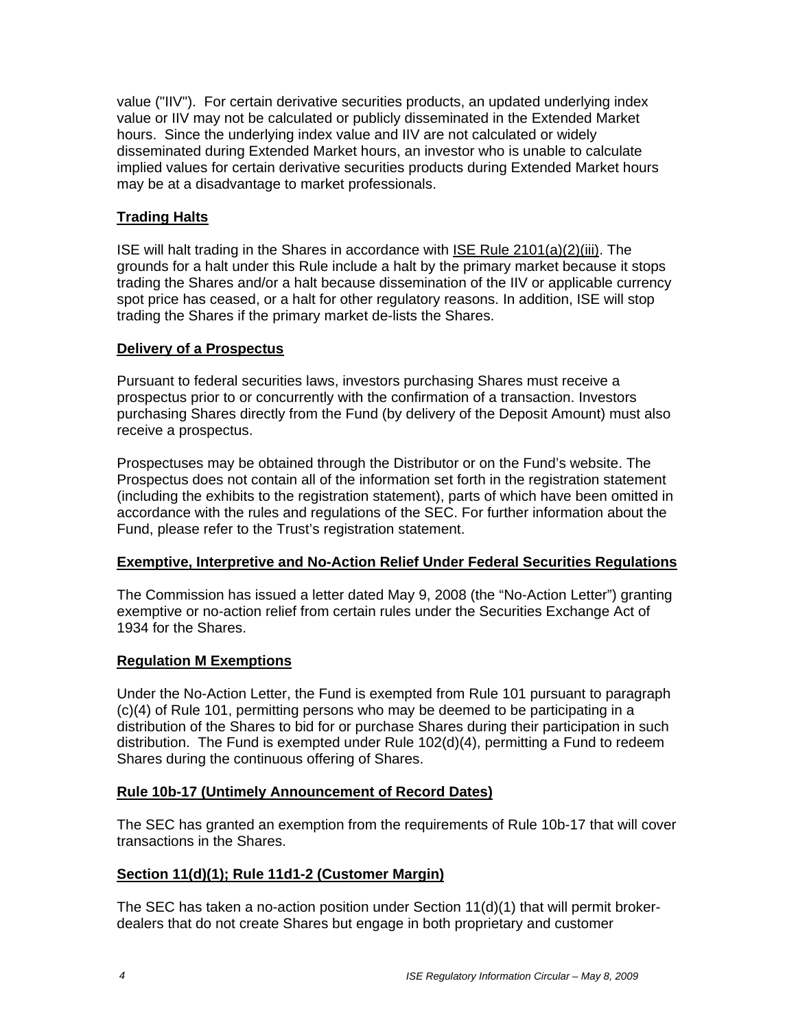value ("IIV"). For certain derivative securities products, an updated underlying index value or IIV may not be calculated or publicly disseminated in the Extended Market hours. Since the underlying index value and IIV are not calculated or widely disseminated during Extended Market hours, an investor who is unable to calculate implied values for certain derivative securities products during Extended Market hours may be at a disadvantage to market professionals.

**Trading Halts**

ISE will halt trading in the Shares in accordance with ISE Rule 2101(a)(2)(iii). The grounds for a halt under this Rule include a halt by the primary market because it stops trading the Shares and/or a halt because dissemination of the IIV or applicable currency spot price has ceased, or a halt for other regulatory reasons. In addition, ISE will stop trading the Shares if the primary market de-lists the Shares.

**Delivery of a Prospectus**

Pursuant to federal securities laws, investors purchasing Shares must receive a prospectus prior to or concurrently with the confirmation of a transaction. Investors purchasing Shares directly from the Fund (by delivery of the Deposit Amount) must also receive a prospectus.

Prospectuses may be obtained through the Distributor or on the Fund's website. The Prospectus does not contain all of the information set forth in the registration statement (including the exhibits to the registration statement), parts of which have been omitted in accordance with the rules and regulations of the SEC. For further information about the Fund, please refer to the Trust's registration statement.

**Exemptive, Interpretive and No-Action Relief Under Federal Securities Regulations**

The Commission has issued a letter dated May 9, 2008 (the "No-Action Letter") granting exemptive or no-action relief from certain rules under the Securities Exchange Act of 1934 for the Shares.

**Regulation M Exemptions**

Under the No-Action Letter, the Fund is exempted from Rule 101 pursuant to paragraph (c)(4) of Rule 101, permitting persons who may be deemed to be participating in a distribution of the Shares to bid for or purchase Shares during their participation in such distribution. The Fund is exempted under Rule 102(d)(4), permitting a Fund to redeem Shares during the continuous offering of Shares.

**Rule 10b-17 (Untimely Announcement of Record Dates)**

The SEC has granted an exemption from the requirements of Rule 10b-17 that will cover transactions in the Shares.

**Section 11(d)(1); Rule 11d1-2 (Customer Margin)**

The SEC has taken a no-action position under Section 11(d)(1) that will permit broker-dealers that do not create Shares but engage in both proprietary and customer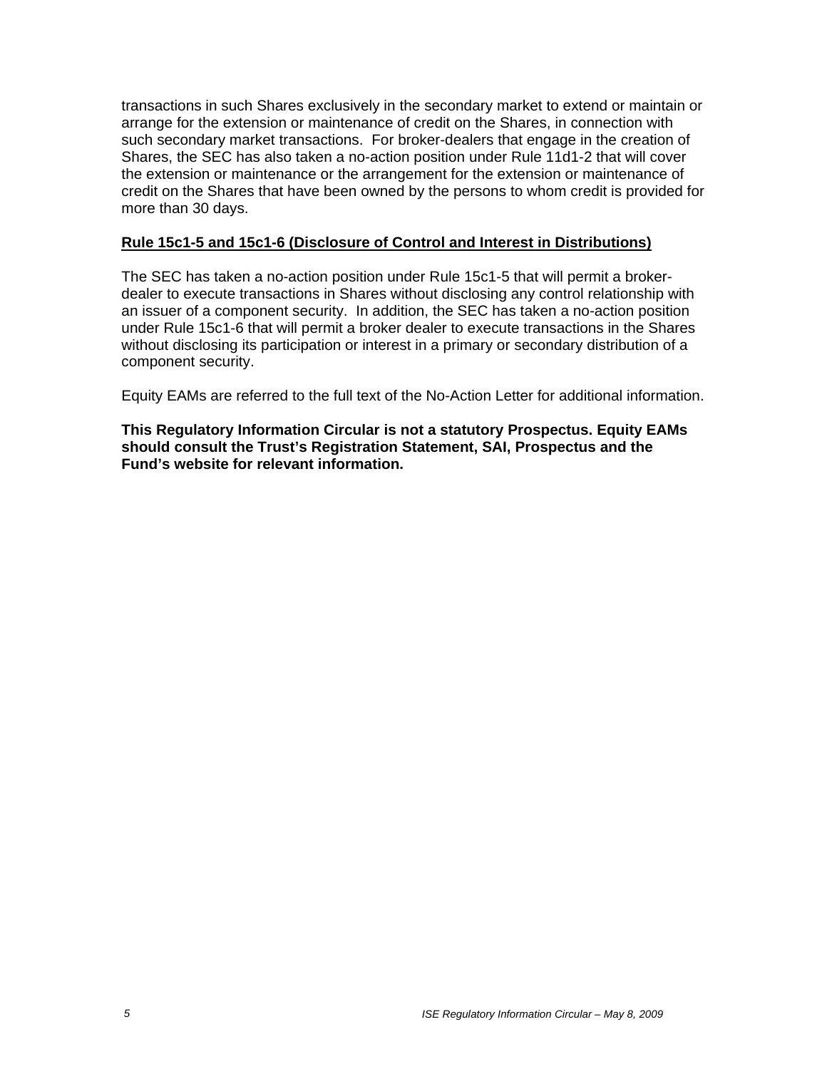transactions in such Shares exclusively in the secondary market to extend or maintain or arrange for the extension or maintenance of credit on the Shares, in connection with such secondary market transactions. For broker-dealers that engage in the creation of Shares, the SEC has also taken a no-action position under Rule 11d1-2 that will cover the extension or maintenance or the arrangement for the extension or maintenance of credit on the Shares that have been owned by the persons to whom credit is provided for more than 30 days.

**Rule 15c1-5 and 15c1-6 (Disclosure of Control and Interest in Distributions)**

The SEC has taken a no-action position under Rule 15c1-5 that will permit a broker-dealer to execute transactions in Shares without disclosing any control relationship with an issuer of a component security. In addition, the SEC has taken a no-action position under Rule 15c1-6 that will permit a broker dealer to execute transactions in the Shares without disclosing its participation or interest in a primary or secondary distribution of a component security.

Equity EAMs are referred to the full text of the No-Action Letter for additional information.

**This Regulatory Information Circular is not a statutory Prospectus. Equity EAMs should consult the Trust's Registration Statement, SAI, Prospectus and the Fund's website for relevant information.**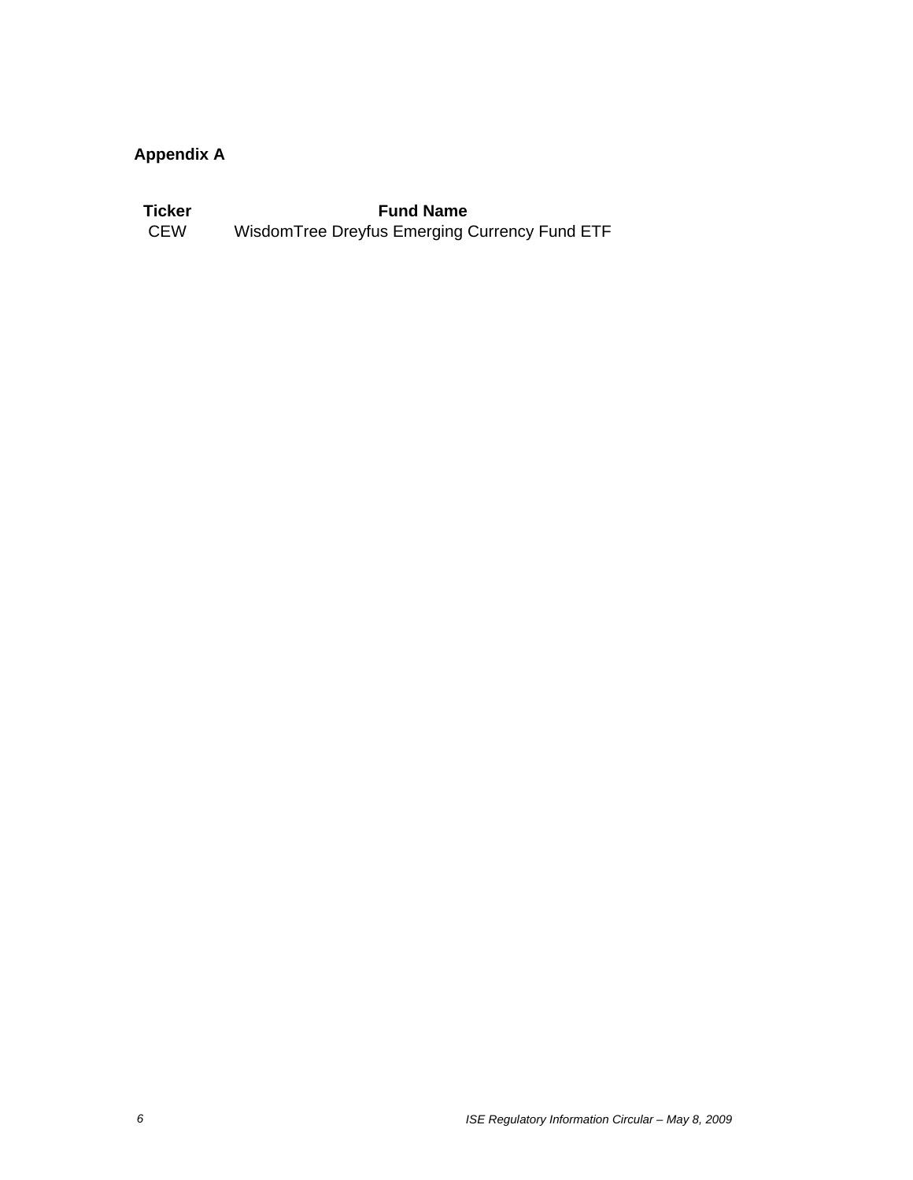## Appendix A

| Ticker | Fund Name |
| --- | --- |
| CEW | WisdomTree Dreyfus Emerging Currency Fund ETF |